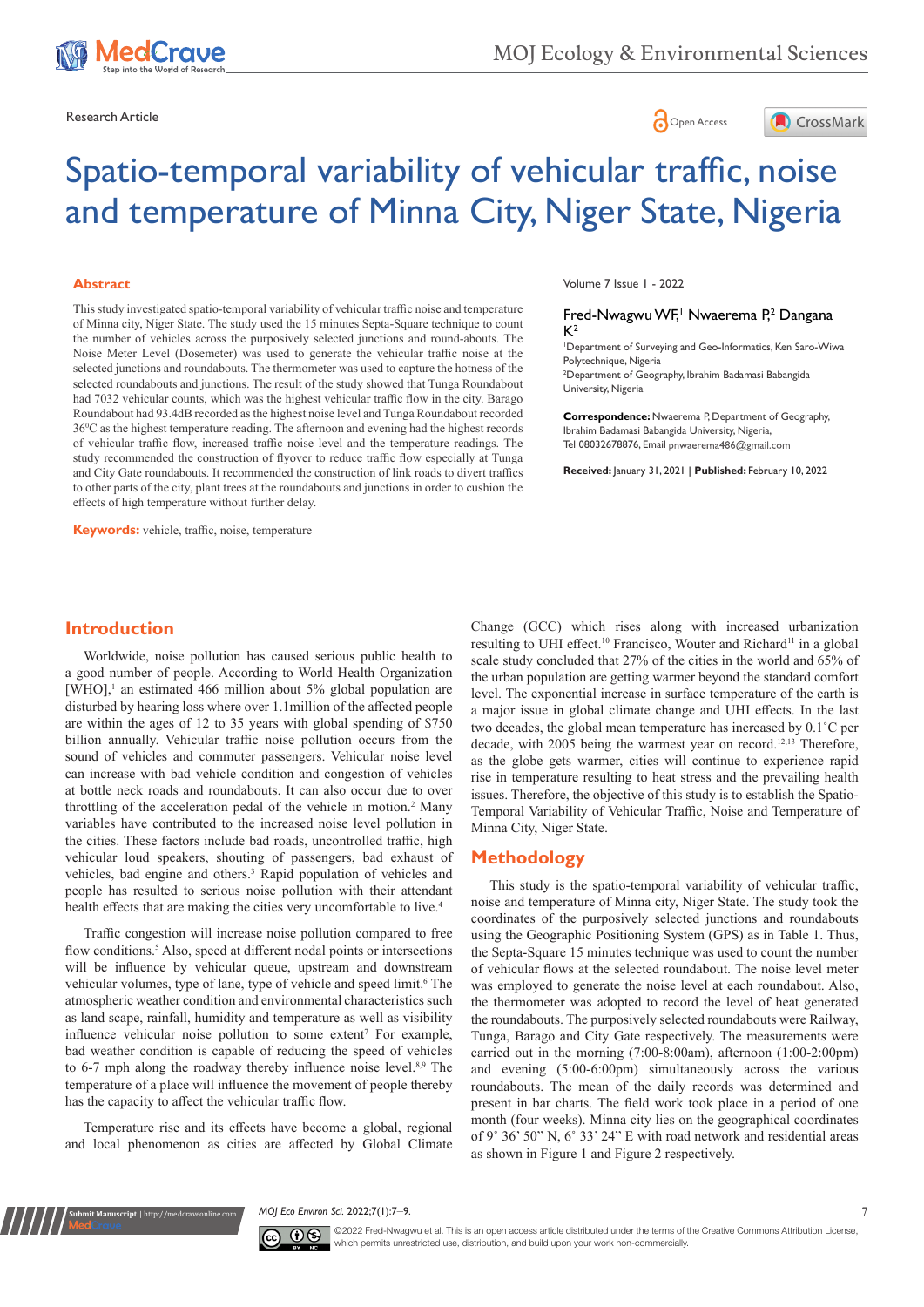Research Article

# Spatio-temporal variability of vehicular traffic, noise and temperature of Minna City, Niger State, Nigeria

Volume 7 Issue 1 - 2022

Fred-Nwagwu WF,[1] Nwaerema P,[2] Dangana K[2]

[1]Department of Surveying and Geo-Informatics, Ken Saro-Wiwa Polytechnique, Nigeria
[2]Department of Geography, Ibrahim Badamasi Babangida University, Nigeria

**Correspondence:** Nwaerema P, Department of Geography, Ibrahim Badamasi Babangida University, Nigeria, Tel 08032678876, Email pnwaerema486@gmail.com

**Received:** January 31, 2021 | **Published:** February 10, 2022

## Abstract

This study investigated spatio-temporal variability of vehicular traffic noise and temperature of Minna city, Niger State. The study used the 15 minutes Septa-Square technique to count the number of vehicles across the purposively selected junctions and round-abouts. The Noise Meter Level (Dosemeter) was used to generate the vehicular traffic noise at the selected junctions and roundabouts. The thermometer was used to capture the hotness of the selected roundabouts and junctions. The result of the study showed that Tunga Roundabout had 7032 vehicular counts, which was the highest vehicular traffic flow in the city. Barago Roundabout had 93.4dB recorded as the highest noise level and Tunga Roundabout recorded 36$^0$C as the highest temperature reading. The afternoon and evening had the highest records of vehicular traffic flow, increased traffic noise level and the temperature readings. The study recommended the construction of flyover to reduce traffic flow especially at Tunga and City Gate roundabouts. It recommended the construction of link roads to divert traffics to other parts of the city, plant trees at the roundabouts and junctions in order to cushion the effects of high temperature without further delay.

**Keywords:** vehicle, traffic, noise, temperature

## Introduction

Worldwide, noise pollution has caused serious public health to a good number of people. According to World Health Organization [WHO],[1] an estimated 466 million about 5% global population are disturbed by hearing loss where over 1.1million of the affected people are within the ages of 12 to 35 years with global spending of $750 billion annually. Vehicular traffic noise pollution occurs from the sound of vehicles and commuter passengers. Vehicular noise level can increase with bad vehicle condition and congestion of vehicles at bottle neck roads and roundabouts. It can also occur due to over throttling of the acceleration pedal of the vehicle in motion.[2] Many variables have contributed to the increased noise level pollution in the cities. These factors include bad roads, uncontrolled traffic, high vehicular loud speakers, shouting of passengers, bad exhaust of vehicles, bad engine and others.[3] Rapid population of vehicles and people has resulted to serious noise pollution with their attendant health effects that are making the cities very uncomfortable to live.[4]

Traffic congestion will increase noise pollution compared to free flow conditions.[5] Also, speed at different nodal points or intersections will be influence by vehicular queue, upstream and downstream vehicular volumes, type of lane, type of vehicle and speed limit.[6] The atmospheric weather condition and environmental characteristics such as land scape, rainfall, humidity and temperature as well as visibility influence vehicular noise pollution to some extent[7] For example, bad weather condition is capable of reducing the speed of vehicles to 6-7 mph along the roadway thereby influence noise level.[8,9] The temperature of a place will influence the movement of people thereby has the capacity to affect the vehicular traffic flow.

Temperature rise and its effects have become a global, regional and local phenomenon as cities are affected by Global Climate Change (GCC) which rises along with increased urbanization resulting to UHI effect.[10] Francisco, Wouter and Richard[11] in a global scale study concluded that 27% of the cities in the world and 65% of the urban population are getting warmer beyond the standard comfort level. The exponential increase in surface temperature of the earth is a major issue in global climate change and UHI effects. In the last two decades, the global mean temperature has increased by 0.1˚C per decade, with 2005 being the warmest year on record.[12,13] Therefore, as the globe gets warmer, cities will continue to experience rapid rise in temperature resulting to heat stress and the prevailing health issues. Therefore, the objective of this study is to establish the Spatio-Temporal Variability of Vehicular Traffic, Noise and Temperature of Minna City, Niger State.

## Methodology

This study is the spatio-temporal variability of vehicular traffic, noise and temperature of Minna city, Niger State. The study took the coordinates of the purposively selected junctions and roundabouts using the Geographic Positioning System (GPS) as in Table 1. Thus, the Septa-Square 15 minutes technique was used to count the number of vehicular flows at the selected roundabout. The noise level meter was employed to generate the noise level at each roundabout. Also, the thermometer was adopted to record the level of heat generated the roundabouts. The purposively selected roundabouts were Railway, Tunga, Barago and City Gate respectively. The measurements were carried out in the morning (7:00-8:00am), afternoon (1:00-2:00pm) and evening (5:00-6:00pm) simultaneously across the various roundabouts. The mean of the daily records was determined and present in bar charts. The field work took place in a period of one month (four weeks). Minna city lies on the geographical coordinates of 9˚ 36' 50" N, 6˚ 33' 24" E with road network and residential areas as shown in Figure 1 and Figure 2 respectively.

©2022 Fred-Nwagwu et al. This is an open access article distributed under the terms of the Creative Commons Attribution License, which permits unrestricted use, distribution, and build upon your work non-commercially.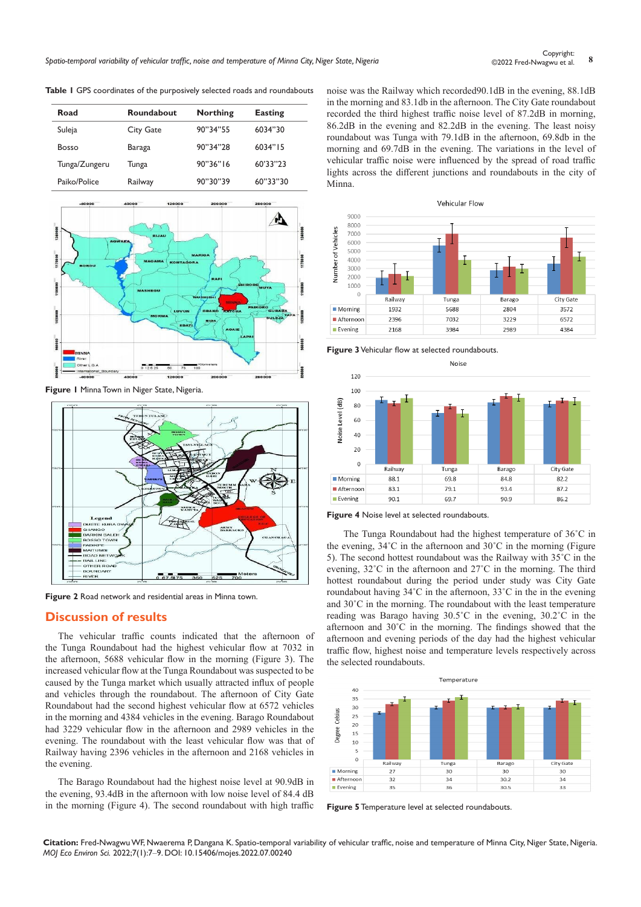**Table 1** GPS coordinates of the purposively selected roads and roundabouts

| Road | Roundabout | Northing | Easting |
|---|---|---|---|
| Suleja | City Gate | 90"34"55 | 6034"30 |
| Bosso | Baraga | 90"34"28 | 6034"15 |
| Tunga/Zungeru | Tunga | 90"36"16 | 60'33"23 |
| Paiko/Police | Railway | 90"30"39 | 60"33"30 |

**Figure 1** Minna Town in Niger State, Nigeria.

**Figure 2** Road network and residential areas in Minna town.

## Discussion of results

The vehicular traffic counts indicated that the afternoon of the Tunga Roundabout had the highest vehicular flow at 7032 in the afternoon, 5688 vehicular flow in the morning (Figure 3). The increased vehicular flow at the Tunga Roundabout was suspected to be caused by the Tunga market which usually attracted influx of people and vehicles through the roundabout. The afternoon of City Gate Roundabout had the second highest vehicular flow at 6572 vehicles in the morning and 4384 vehicles in the evening. Barago Roundabout had 3229 vehicular flow in the afternoon and 2989 vehicles in the evening. The roundabout with the least vehicular flow was that of Railway having 2396 vehicles in the afternoon and 2168 vehicles in the evening.

The Barago Roundabout had the highest noise level at 90.9dB in the evening, 93.4dB in the afternoon with low noise level of 84.4 dB in the morning (Figure 4). The second roundabout with high traffic noise was the Railway which recorded90.1dB in the evening, 88.1dB in the morning and 83.1db in the afternoon. The City Gate roundabout recorded the third highest traffic noise level of 87.2dB in morning, 86.2dB in the evening and 82.2dB in the evening. The least noisy roundabout was Tunga with 79.1dB in the afternoon, 69.8db in the morning and 69.7dB in the evening. The variations in the level of vehicular traffic noise were influenced by the spread of road traffic lights across the different junctions and roundabouts in the city of Minna.

Vehicular Flow

| | Railway | Tunga | Barago | City Gate |
|---|---|---|---|---|
| Morning | 1932 | 5688 | 2804 | 3572 |
| Afternoon | 2396 | 7032 | 3229 | 6572 |
| Evening | 2168 | 3984 | 2989 | 4384 |

**Figure 3** Vehicular flow at selected roundabouts.

Noise

| | Railway | Tunga | Barago | City Gate |
|---|---|---|---|---|
| Morning | 88.1 | 69.8 | 84.8 | 82.2 |
| Afternoon | 83.1 | 79.1 | 93.4 | 87.2 |
| Evening | 90.1 | 69.7 | 90.9 | 86.2 |

**Figure 4** Noise level at selected roundabouts.

The Tunga Roundabout had the highest temperature of 36˚C in the evening, 34˚C in the afternoon and 30˚C in the morning (Figure 5). The second hottest roundabout was the Railway with 35˚C in the evening, 32˚C in the afternoon and 27˚C in the morning. The third hottest roundabout during the period under study was City Gate roundabout having 34˚C in the afternoon, 33˚C in the in the evening and 30˚C in the morning. The roundabout with the least temperature reading was Barago having 30.5˚C in the evening, 30.2˚C in the afternoon and 30˚C in the morning. The findings showed that the afternoon and evening periods of the day had the highest vehicular traffic flow, highest noise and temperature levels respectively across the selected roundabouts.

Temperature

| | Railway | Tunga | Barago | City Gate |
|---|---|---|---|---|
| Morning | 27 | 30 | 30 | 30 |
| Afternoon | 32 | 34 | 30.2 | 34 |
| Evening | 35 | 36 | 30.5 | 33 |

**Figure 5** Temperature level at selected roundabouts.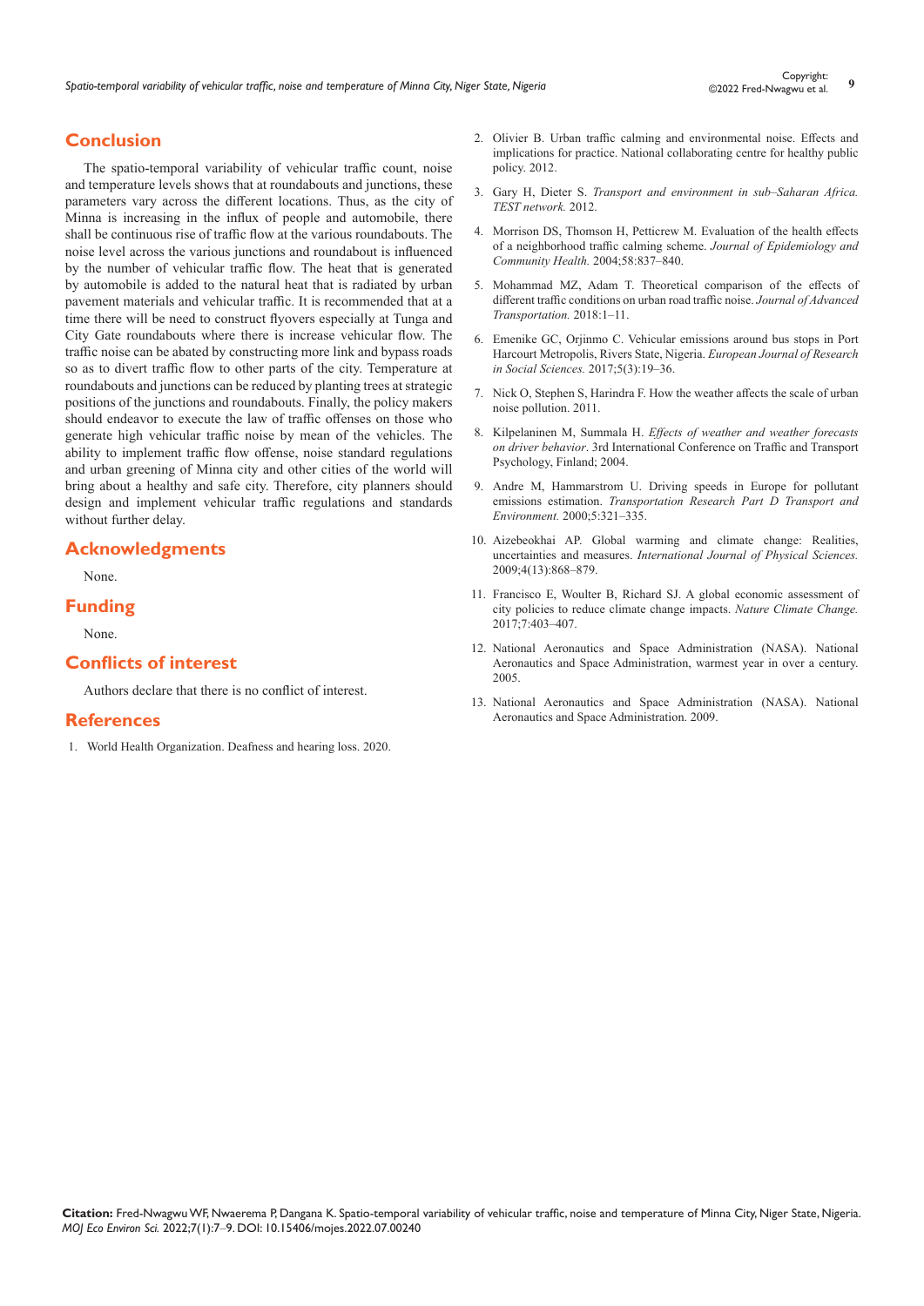## Conclusion

The spatio-temporal variability of vehicular traffic count, noise and temperature levels shows that at roundabouts and junctions, these parameters vary across the different locations. Thus, as the city of Minna is increasing in the influx of people and automobile, there shall be continuous rise of traffic flow at the various roundabouts. The noise level across the various junctions and roundabout is influenced by the number of vehicular traffic flow. The heat that is generated by automobile is added to the natural heat that is radiated by urban pavement materials and vehicular traffic. It is recommended that at a time there will be need to construct flyovers especially at Tunga and City Gate roundabouts where there is increase vehicular flow. The traffic noise can be abated by constructing more link and bypass roads so as to divert traffic flow to other parts of the city. Temperature at roundabouts and junctions can be reduced by planting trees at strategic positions of the junctions and roundabouts. Finally, the policy makers should endeavor to execute the law of traffic offenses on those who generate high vehicular traffic noise by mean of the vehicles. The ability to implement traffic flow offense, noise standard regulations and urban greening of Minna city and other cities of the world will bring about a healthy and safe city. Therefore, city planners should design and implement vehicular traffic regulations and standards without further delay.

## Acknowledgments

None.

## Funding

None.

## Conflicts of interest

Authors declare that there is no conflict of interest.

## References

1. World Health Organization. Deafness and hearing loss. 2020.
2. Olivier B. Urban traffic calming and environmental noise. Effects and implications for practice. National collaborating centre for healthy public policy. 2012.
3. Gary H, Dieter S. *Transport and environment in sub–Saharan Africa. TEST network.* 2012.
4. Morrison DS, Thomson H, Petticrew M. Evaluation of the health effects of a neighborhood traffic calming scheme. *Journal of Epidemiology and Community Health.* 2004;58:837–840.
5. Mohammad MZ, Adam T. Theoretical comparison of the effects of different traffic conditions on urban road traffic noise. *Journal of Advanced Transportation.* 2018:1–11.
6. Emenike GC, Orjinmo C. Vehicular emissions around bus stops in Port Harcourt Metropolis, Rivers State, Nigeria. *European Journal of Research in Social Sciences.* 2017;5(3):19–36.
7. Nick O, Stephen S, Harindra F. How the weather affects the scale of urban noise pollution. 2011.
8. Kilpelaninen M, Summala H. *Effects of weather and weather forecasts on driver behavior*. 3rd International Conference on Traffic and Transport Psychology, Finland; 2004.
9. Andre M, Hammarstrom U. Driving speeds in Europe for pollutant emissions estimation. *Transportation Research Part D Transport and Environment.* 2000;5:321–335.
10. Aizebeokhai AP. Global warming and climate change: Realities, uncertainties and measures. *International Journal of Physical Sciences.* 2009;4(13):868–879.
11. Francisco E, Woulter B, Richard SJ. A global economic assessment of city policies to reduce climate change impacts. *Nature Climate Change.* 2017;7:403–407.
12. National Aeronautics and Space Administration (NASA). National Aeronautics and Space Administration, warmest year in over a century. 2005.
13. National Aeronautics and Space Administration (NASA). National Aeronautics and Space Administration. 2009.